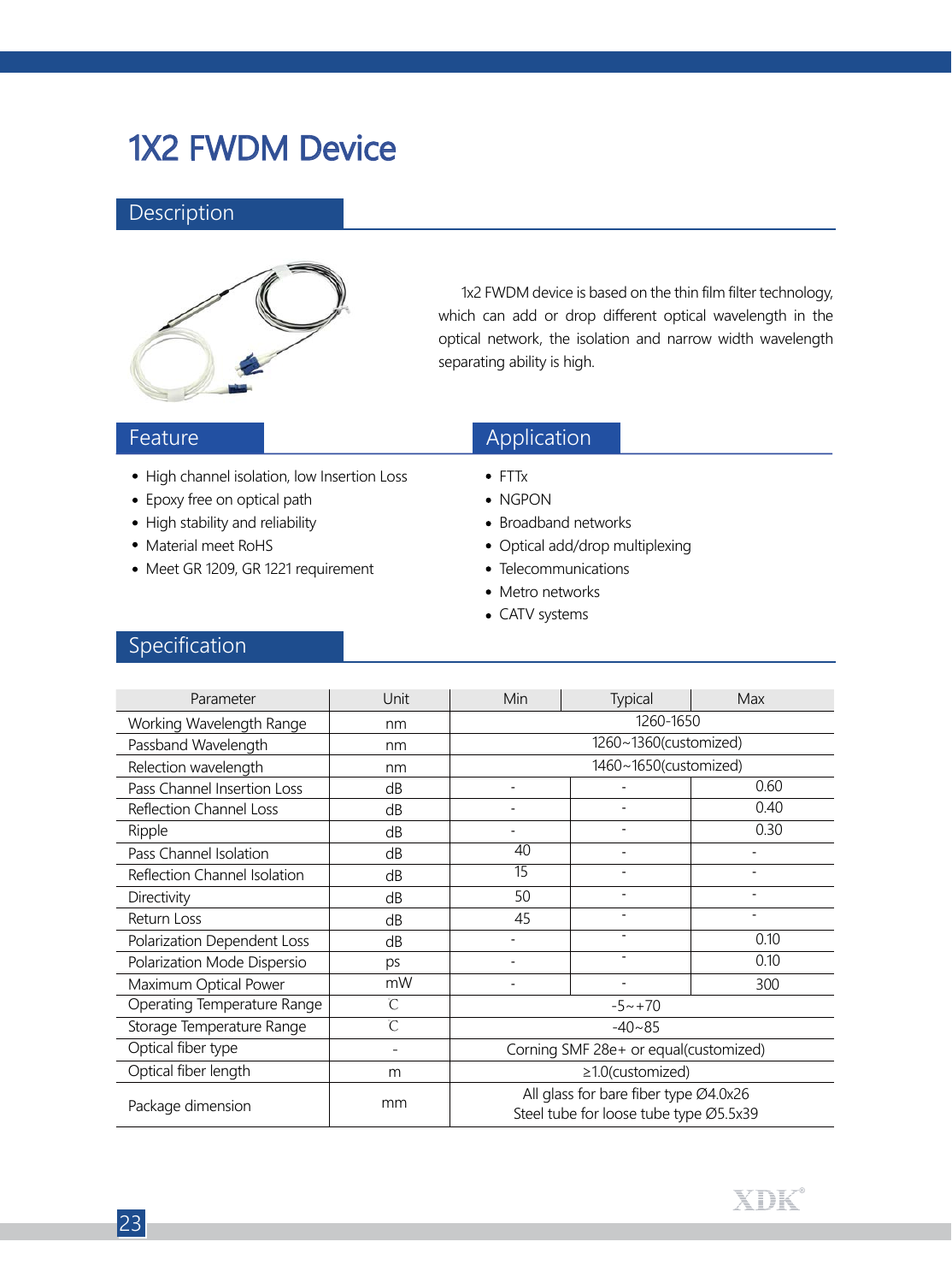# 1X2 FWDM Device

## Description

1x2 FWDM device is based on the thin film filter technology, which can add or drop different optical wavelength in the optical network, the isolation and narrow width wavelength separating ability is high.

## Feature

- High channel isolation, low Insertion Loss
- Epoxy free on optical path
- High stability and reliability
- Material meet RoHS
- Meet GR 1209, GR 1221 requirement

## Application

- FTTx
- NGPON
- Broadband networks
- Optical add/drop multiplexing
- Telecommunications
- Metro networks
- CATV systems

## Specification

| Parameter | Unit | Min | Typical | Max |
|---|---|---|---|---|
| Working Wavelength Range | nm | 1260-1650 | | |
| Passband Wavelength | nm | 1260~1360(customized) | | |
| Relection wavelength | nm | 1460~1650(customized) | | |
| Pass Channel Insertion Loss | dB | - | - | 0.60 |
| Reflection Channel Loss | dB | - | - | 0.40 |
| Ripple | dB | - | - | 0.30 |
| Pass Channel Isolation | dB | 40 | - | - |
| Reflection Channel Isolation | dB | 15 | - | - |
| Directivity | dB | 50 | - | - |
| Return Loss | dB | 45 | - | - |
| Polarization Dependent Loss | dB | - | - | 0.10 |
| Polarization Mode Dispersio | ps | - | - | 0.10 |
| Maximum Optical Power | mW | - | - | 300 |
| Operating Temperature Range | ℃ | -5~+70 | | |
| Storage Temperature Range | ℃ | -40~85 | | |
| Optical fiber type | - | Corning SMF 28e+ or equal(customized) | | |
| Optical fiber length | m | ≥1.0(customized) | | |
| Package dimension | mm | All glass for bare fiber type Ø4.0x26<br>Steel tube for loose tube type Ø5.5x39 | | |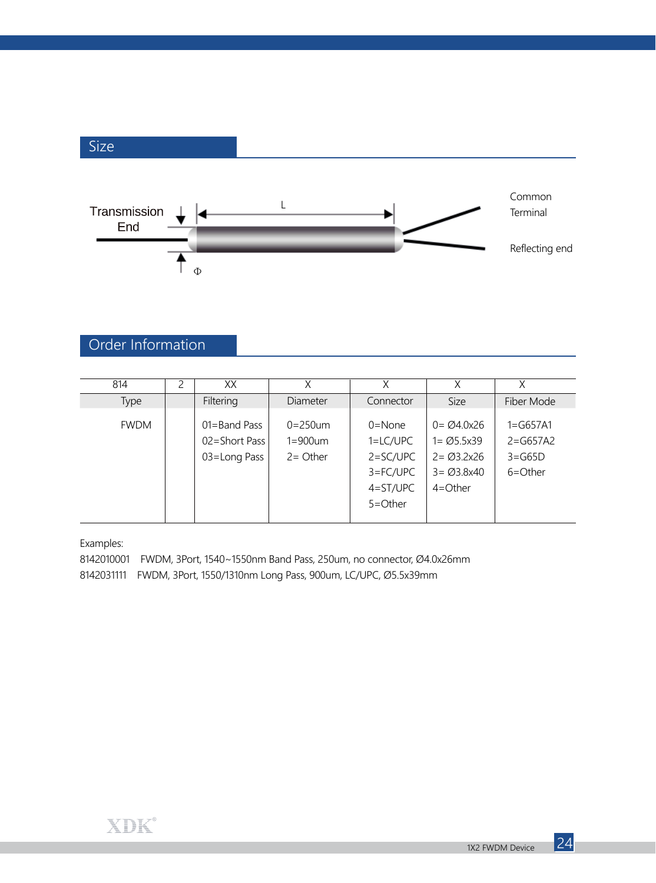## Size

Transmission End

L

Φ

Common Terminal

Reflecting end

## Order Information

| 814 | 2 | XX | X | X | X | X |
|---|---|---|---|---|---|---|
| Type | | Filtering | Diameter | Connector | Size | Fiber Mode |
| FWDM | | 01=Band Pass<br>02=Short Pass<br>03=Long Pass | 0=250um<br>1=900um<br>2= Other | 0=None<br>1=LC/UPC<br>2=SC/UPC<br>3=FC/UPC<br>4=ST/UPC<br>5=Other | 0= Ø4.0x26<br>1= Ø5.5x39<br>2= Ø3.2x26<br>3= Ø3.8x40<br>4=Other | 1=G657A1<br>2=G657A2<br>3=G65D<br>6=Other |

Examples:

8142010001 FWDM, 3Port, 1540~1550nm Band Pass, 250um, no connector, Ø4.0x26mm

8142031111 FWDM, 3Port, 1550/1310nm Long Pass, 900um, LC/UPC, Ø5.5x39mm